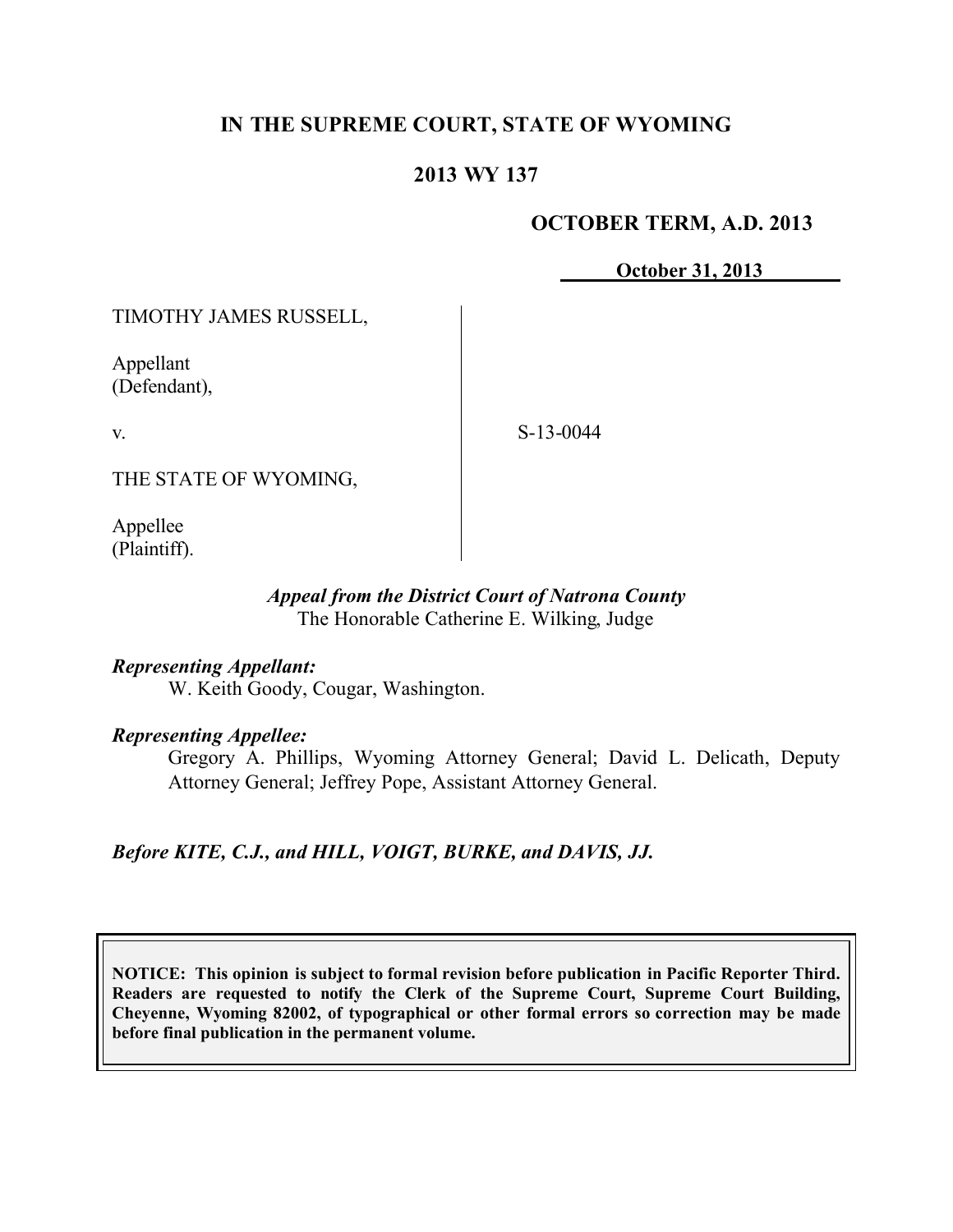**IN THE SUPREME COURT, STATE OF WYOMING**

**2013 WY 137**

**OCTOBER TERM, A.D. 2013**

**October 31, 2013**

TIMOTHY JAMES RUSSELL,

Appellant
(Defendant),

v.

THE STATE OF WYOMING,

Appellee
(Plaintiff).

S-13-0044

*Appeal from the District Court of Natrona County*
The Honorable Catherine E. Wilking, Judge

*Representing Appellant:*
W. Keith Goody, Cougar, Washington.

*Representing Appellee:*
Gregory A. Phillips, Wyoming Attorney General; David L. Delicath, Deputy Attorney General; Jeffrey Pope, Assistant Attorney General.

*Before KITE, C.J., and HILL, VOIGT, BURKE, and DAVIS, JJ.*

**NOTICE: This opinion is subject to formal revision before publication in Pacific Reporter Third. Readers are requested to notify the Clerk of the Supreme Court, Supreme Court Building, Cheyenne, Wyoming 82002, of typographical or other formal errors so correction may be made before final publication in the permanent volume.**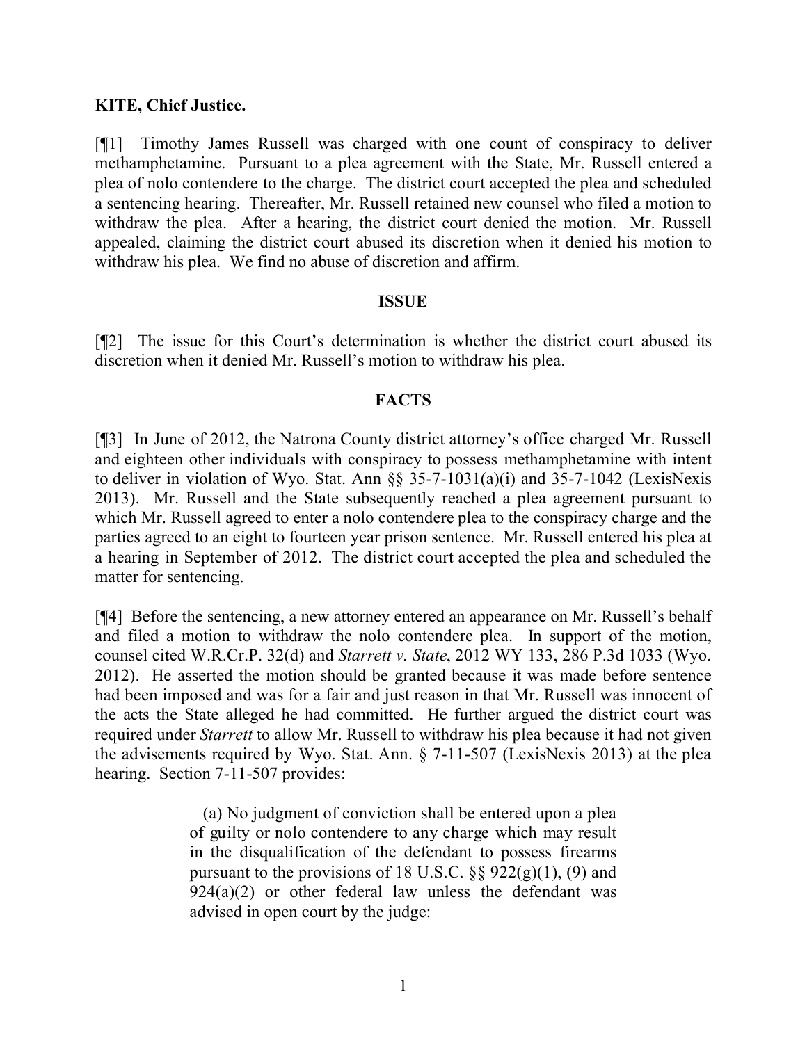**KITE, Chief Justice.**

[¶1] Timothy James Russell was charged with one count of conspiracy to deliver methamphetamine. Pursuant to a plea agreement with the State, Mr. Russell entered a plea of nolo contendere to the charge. The district court accepted the plea and scheduled a sentencing hearing. Thereafter, Mr. Russell retained new counsel who filed a motion to withdraw the plea. After a hearing, the district court denied the motion. Mr. Russell appealed, claiming the district court abused its discretion when it denied his motion to withdraw his plea. We find no abuse of discretion and affirm.

## ISSUE

[¶2] The issue for this Court's determination is whether the district court abused its discretion when it denied Mr. Russell's motion to withdraw his plea.

## FACTS

[¶3] In June of 2012, the Natrona County district attorney's office charged Mr. Russell and eighteen other individuals with conspiracy to possess methamphetamine with intent to deliver in violation of Wyo. Stat. Ann §§ 35-7-1031(a)(i) and 35-7-1042 (LexisNexis 2013). Mr. Russell and the State subsequently reached a plea agreement pursuant to which Mr. Russell agreed to enter a nolo contendere plea to the conspiracy charge and the parties agreed to an eight to fourteen year prison sentence. Mr. Russell entered his plea at a hearing in September of 2012. The district court accepted the plea and scheduled the matter for sentencing.

[¶4] Before the sentencing, a new attorney entered an appearance on Mr. Russell's behalf and filed a motion to withdraw the nolo contendere plea. In support of the motion, counsel cited W.R.Cr.P. 32(d) and *Starrett v. State*, 2012 WY 133, 286 P.3d 1033 (Wyo. 2012). He asserted the motion should be granted because it was made before sentence had been imposed and was for a fair and just reason in that Mr. Russell was innocent of the acts the State alleged he had committed. He further argued the district court was required under *Starrett* to allow Mr. Russell to withdraw his plea because it had not given the advisements required by Wyo. Stat. Ann. § 7-11-507 (LexisNexis 2013) at the plea hearing. Section 7-11-507 provides:

> (a) No judgment of conviction shall be entered upon a plea of guilty or nolo contendere to any charge which may result in the disqualification of the defendant to possess firearms pursuant to the provisions of 18 U.S.C. §§ 922(g)(1), (9) and 924(a)(2) or other federal law unless the defendant was advised in open court by the judge: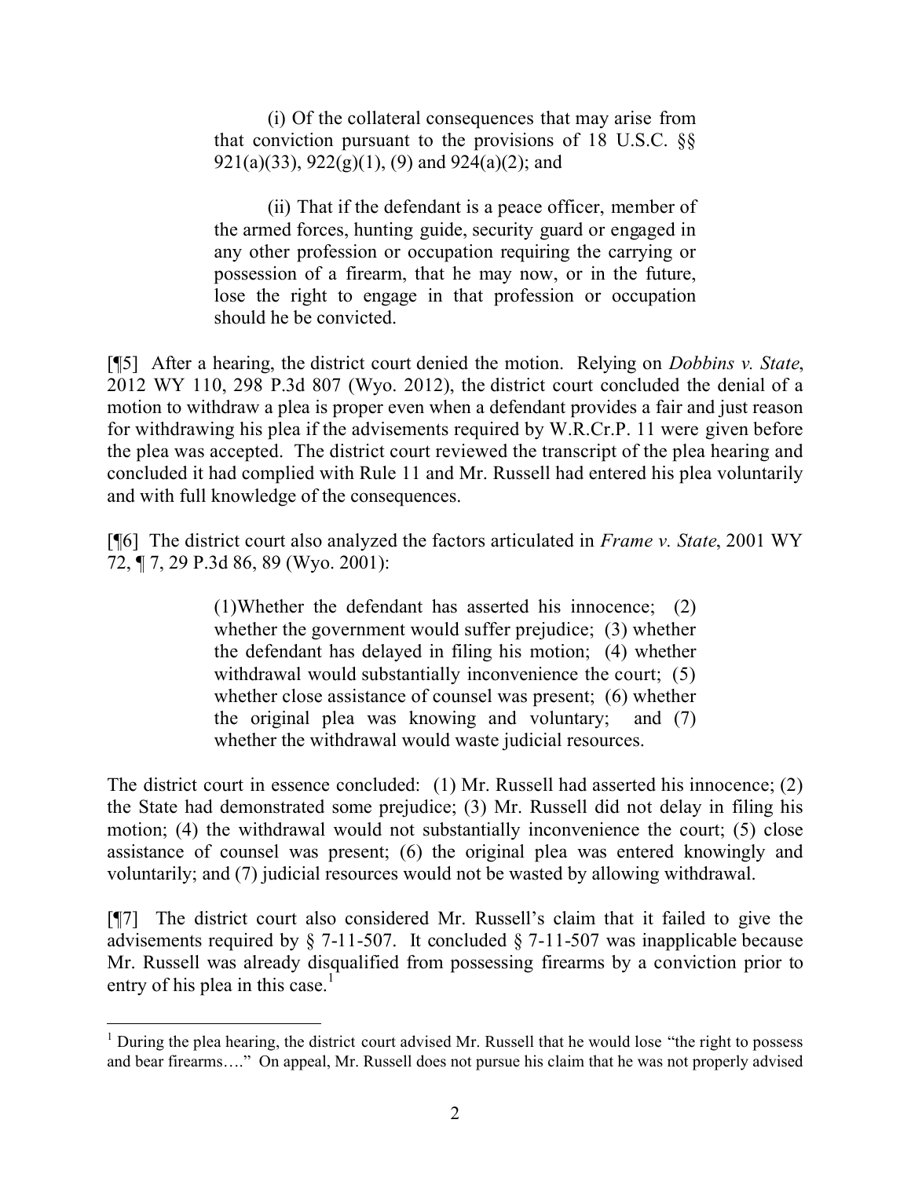> (i) Of the collateral consequences that may arise from that conviction pursuant to the provisions of 18 U.S.C. §§ 921(a)(33), 922(g)(1), (9) and 924(a)(2); and
>
> (ii) That if the defendant is a peace officer, member of the armed forces, hunting guide, security guard or engaged in any other profession or occupation requiring the carrying or possession of a firearm, that he may now, or in the future, lose the right to engage in that profession or occupation should he be convicted.

[¶5] After a hearing, the district court denied the motion. Relying on *Dobbins v. State*, 2012 WY 110, 298 P.3d 807 (Wyo. 2012), the district court concluded the denial of a motion to withdraw a plea is proper even when a defendant provides a fair and just reason for withdrawing his plea if the advisements required by W.R.Cr.P. 11 were given before the plea was accepted. The district court reviewed the transcript of the plea hearing and concluded it had complied with Rule 11 and Mr. Russell had entered his plea voluntarily and with full knowledge of the consequences.

[¶6] The district court also analyzed the factors articulated in *Frame v. State*, 2001 WY 72, ¶ 7, 29 P.3d 86, 89 (Wyo. 2001):

> (1)Whether the defendant has asserted his innocence; (2) whether the government would suffer prejudice; (3) whether the defendant has delayed in filing his motion; (4) whether withdrawal would substantially inconvenience the court; (5) whether close assistance of counsel was present; (6) whether the original plea was knowing and voluntary; and (7) whether the withdrawal would waste judicial resources.

The district court in essence concluded: (1) Mr. Russell had asserted his innocence; (2) the State had demonstrated some prejudice; (3) Mr. Russell did not delay in filing his motion; (4) the withdrawal would not substantially inconvenience the court; (5) close assistance of counsel was present; (6) the original plea was entered knowingly and voluntarily; and (7) judicial resources would not be wasted by allowing withdrawal.

[¶7] The district court also considered Mr. Russell's claim that it failed to give the advisements required by § 7-11-507. It concluded § 7-11-507 was inapplicable because Mr. Russell was already disqualified from possessing firearms by a conviction prior to entry of his plea in this case.[1]

---

[1] During the plea hearing, the district court advised Mr. Russell that he would lose "the right to possess and bear firearms…." On appeal, Mr. Russell does not pursue his claim that he was not properly advised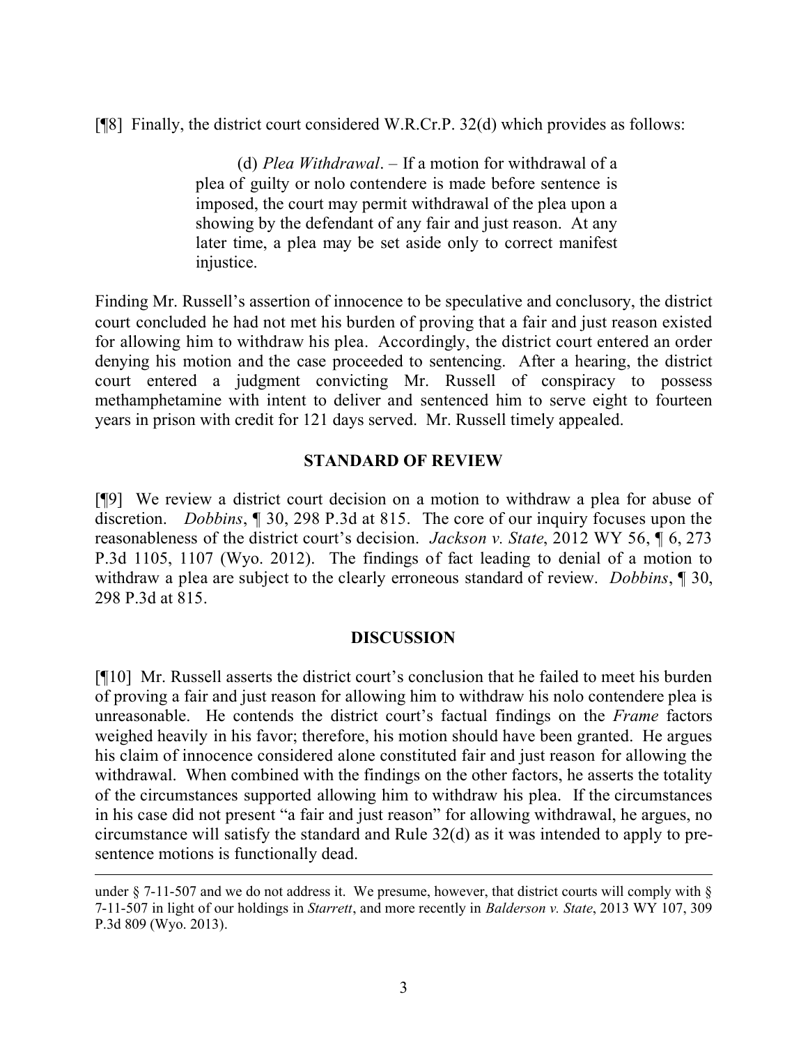[¶8] Finally, the district court considered W.R.Cr.P. 32(d) which provides as follows:

> (d) *Plea Withdrawal*. – If a motion for withdrawal of a plea of guilty or nolo contendere is made before sentence is imposed, the court may permit withdrawal of the plea upon a showing by the defendant of any fair and just reason. At any later time, a plea may be set aside only to correct manifest injustice.

Finding Mr. Russell's assertion of innocence to be speculative and conclusory, the district court concluded he had not met his burden of proving that a fair and just reason existed for allowing him to withdraw his plea. Accordingly, the district court entered an order denying his motion and the case proceeded to sentencing. After a hearing, the district court entered a judgment convicting Mr. Russell of conspiracy to possess methamphetamine with intent to deliver and sentenced him to serve eight to fourteen years in prison with credit for 121 days served. Mr. Russell timely appealed.

## STANDARD OF REVIEW

[¶9] We review a district court decision on a motion to withdraw a plea for abuse of discretion. *Dobbins*, ¶ 30, 298 P.3d at 815. The core of our inquiry focuses upon the reasonableness of the district court's decision. *Jackson v. State*, 2012 WY 56, ¶ 6, 273 P.3d 1105, 1107 (Wyo. 2012). The findings of fact leading to denial of a motion to withdraw a plea are subject to the clearly erroneous standard of review. *Dobbins*, ¶ 30, 298 P.3d at 815.

## DISCUSSION

[¶10] Mr. Russell asserts the district court's conclusion that he failed to meet his burden of proving a fair and just reason for allowing him to withdraw his nolo contendere plea is unreasonable. He contends the district court's factual findings on the *Frame* factors weighed heavily in his favor; therefore, his motion should have been granted. He argues his claim of innocence considered alone constituted fair and just reason for allowing the withdrawal. When combined with the findings on the other factors, he asserts the totality of the circumstances supported allowing him to withdraw his plea. If the circumstances in his case did not present "a fair and just reason" for allowing withdrawal, he argues, no circumstance will satisfy the standard and Rule 32(d) as it was intended to apply to pre-sentence motions is functionally dead.

---

under § 7-11-507 and we do not address it. We presume, however, that district courts will comply with § 7-11-507 in light of our holdings in *Starrett*, and more recently in *Balderson v. State*, 2013 WY 107, 309 P.3d 809 (Wyo. 2013).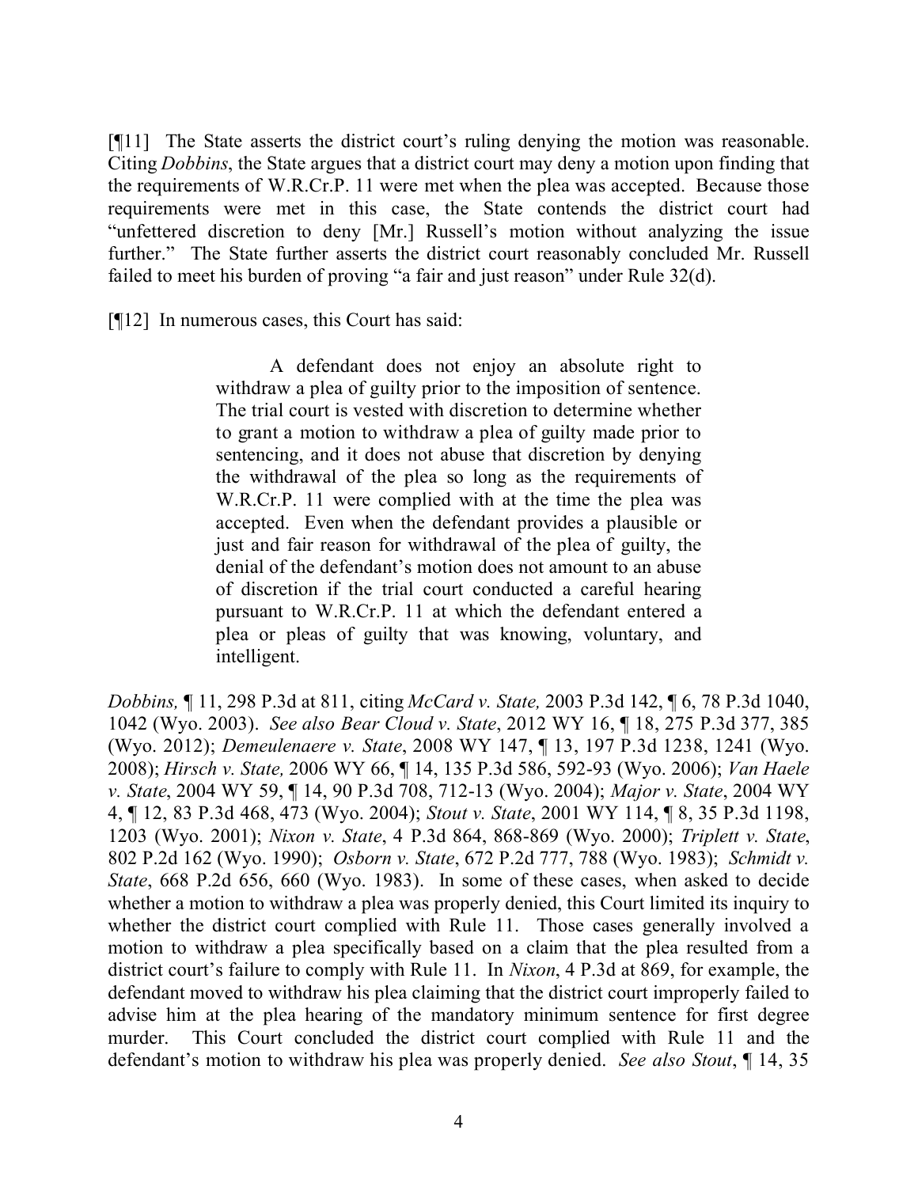[¶11] The State asserts the district court's ruling denying the motion was reasonable. Citing *Dobbins*, the State argues that a district court may deny a motion upon finding that the requirements of W.R.Cr.P. 11 were met when the plea was accepted. Because those requirements were met in this case, the State contends the district court had "unfettered discretion to deny [Mr.] Russell's motion without analyzing the issue further." The State further asserts the district court reasonably concluded Mr. Russell failed to meet his burden of proving "a fair and just reason" under Rule 32(d).

[¶12] In numerous cases, this Court has said:

> A defendant does not enjoy an absolute right to withdraw a plea of guilty prior to the imposition of sentence. The trial court is vested with discretion to determine whether to grant a motion to withdraw a plea of guilty made prior to sentencing, and it does not abuse that discretion by denying the withdrawal of the plea so long as the requirements of W.R.Cr.P. 11 were complied with at the time the plea was accepted. Even when the defendant provides a plausible or just and fair reason for withdrawal of the plea of guilty, the denial of the defendant's motion does not amount to an abuse of discretion if the trial court conducted a careful hearing pursuant to W.R.Cr.P. 11 at which the defendant entered a plea or pleas of guilty that was knowing, voluntary, and intelligent.

*Dobbins,* ¶ 11, 298 P.3d at 811, citing *McCard v. State,* 2003 P.3d 142, ¶ 6, 78 P.3d 1040, 1042 (Wyo. 2003). *See also Bear Cloud v. State*, 2012 WY 16, ¶ 18, 275 P.3d 377, 385 (Wyo. 2012); *Demeulenaere v. State*, 2008 WY 147, ¶ 13, 197 P.3d 1238, 1241 (Wyo. 2008); *Hirsch v. State,* 2006 WY 66, ¶ 14, 135 P.3d 586, 592-93 (Wyo. 2006); *Van Haele v. State*, 2004 WY 59, ¶ 14, 90 P.3d 708, 712-13 (Wyo. 2004); *Major v. State*, 2004 WY 4, ¶ 12, 83 P.3d 468, 473 (Wyo. 2004); *Stout v. State*, 2001 WY 114, ¶ 8, 35 P.3d 1198, 1203 (Wyo. 2001); *Nixon v. State*, 4 P.3d 864, 868-869 (Wyo. 2000); *Triplett v. State*, 802 P.2d 162 (Wyo. 1990); *Osborn v. State*, 672 P.2d 777, 788 (Wyo. 1983); *Schmidt v. State*, 668 P.2d 656, 660 (Wyo. 1983). In some of these cases, when asked to decide whether a motion to withdraw a plea was properly denied, this Court limited its inquiry to whether the district court complied with Rule 11. Those cases generally involved a motion to withdraw a plea specifically based on a claim that the plea resulted from a district court's failure to comply with Rule 11. In *Nixon*, 4 P.3d at 869, for example, the defendant moved to withdraw his plea claiming that the district court improperly failed to advise him at the plea hearing of the mandatory minimum sentence for first degree murder. This Court concluded the district court complied with Rule 11 and the defendant's motion to withdraw his plea was properly denied. *See also Stout*, ¶ 14, 35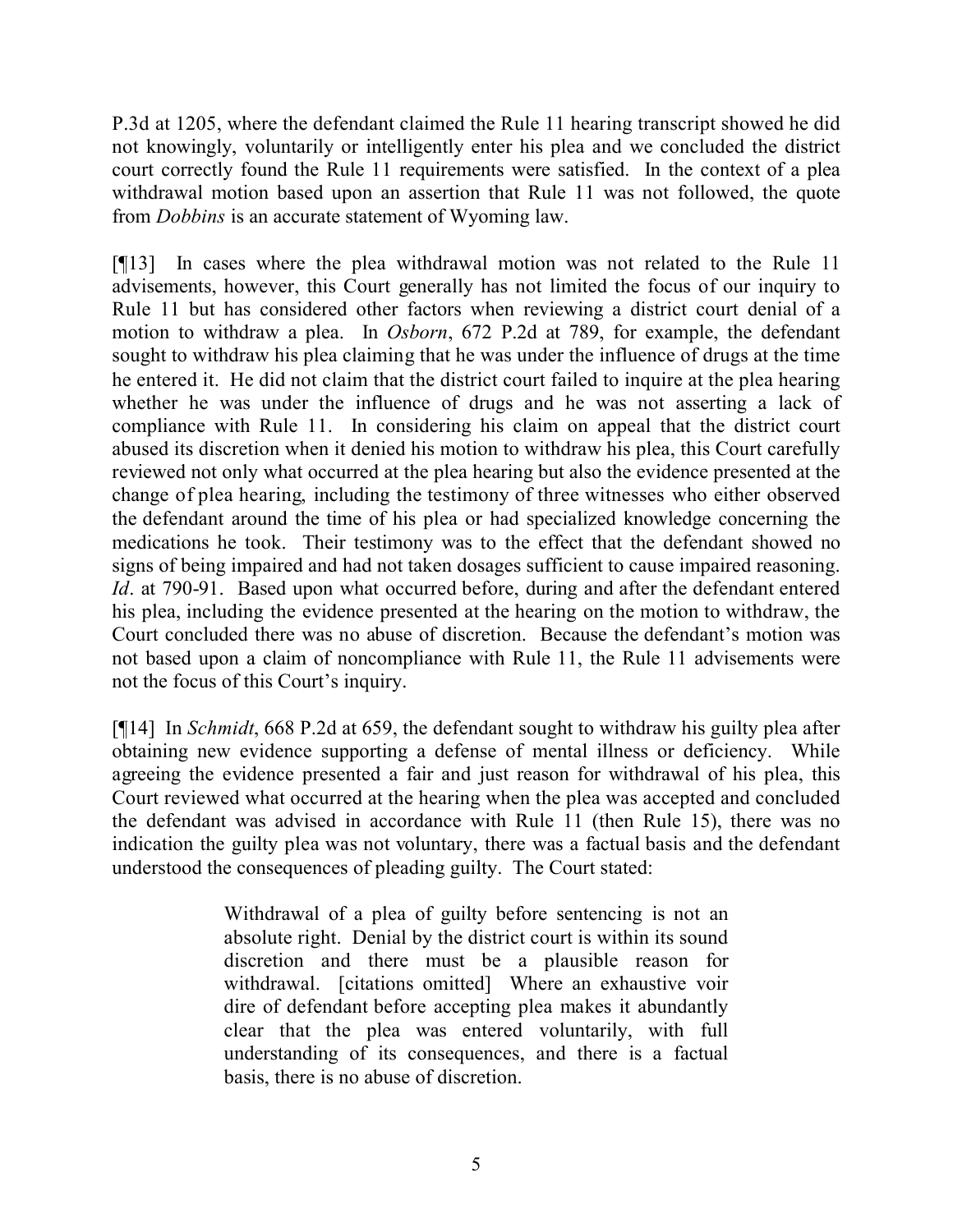P.3d at 1205, where the defendant claimed the Rule 11 hearing transcript showed he did not knowingly, voluntarily or intelligently enter his plea and we concluded the district court correctly found the Rule 11 requirements were satisfied. In the context of a plea withdrawal motion based upon an assertion that Rule 11 was not followed, the quote from *Dobbins* is an accurate statement of Wyoming law.

[¶13] In cases where the plea withdrawal motion was not related to the Rule 11 advisements, however, this Court generally has not limited the focus of our inquiry to Rule 11 but has considered other factors when reviewing a district court denial of a motion to withdraw a plea. In *Osborn*, 672 P.2d at 789, for example, the defendant sought to withdraw his plea claiming that he was under the influence of drugs at the time he entered it. He did not claim that the district court failed to inquire at the plea hearing whether he was under the influence of drugs and he was not asserting a lack of compliance with Rule 11. In considering his claim on appeal that the district court abused its discretion when it denied his motion to withdraw his plea, this Court carefully reviewed not only what occurred at the plea hearing but also the evidence presented at the change of plea hearing, including the testimony of three witnesses who either observed the defendant around the time of his plea or had specialized knowledge concerning the medications he took. Their testimony was to the effect that the defendant showed no signs of being impaired and had not taken dosages sufficient to cause impaired reasoning. *Id*. at 790-91. Based upon what occurred before, during and after the defendant entered his plea, including the evidence presented at the hearing on the motion to withdraw, the Court concluded there was no abuse of discretion. Because the defendant's motion was not based upon a claim of noncompliance with Rule 11, the Rule 11 advisements were not the focus of this Court's inquiry.

[¶14] In *Schmidt*, 668 P.2d at 659, the defendant sought to withdraw his guilty plea after obtaining new evidence supporting a defense of mental illness or deficiency. While agreeing the evidence presented a fair and just reason for withdrawal of his plea, this Court reviewed what occurred at the hearing when the plea was accepted and concluded the defendant was advised in accordance with Rule 11 (then Rule 15), there was no indication the guilty plea was not voluntary, there was a factual basis and the defendant understood the consequences of pleading guilty. The Court stated:

> Withdrawal of a plea of guilty before sentencing is not an absolute right. Denial by the district court is within its sound discretion and there must be a plausible reason for withdrawal. [citations omitted] Where an exhaustive voir dire of defendant before accepting plea makes it abundantly clear that the plea was entered voluntarily, with full understanding of its consequences, and there is a factual basis, there is no abuse of discretion.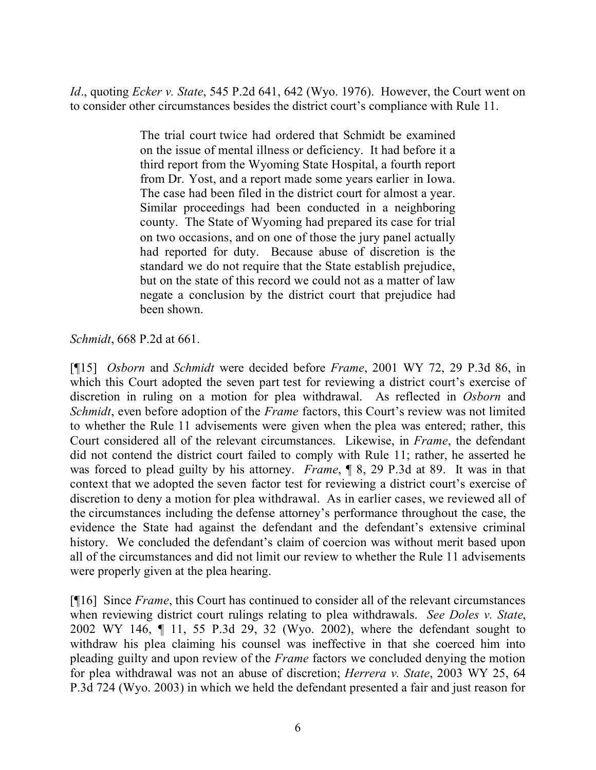*Id*., quoting *Ecker v. State*, 545 P.2d 641, 642 (Wyo. 1976). However, the Court went on to consider other circumstances besides the district court's compliance with Rule 11.

> The trial court twice had ordered that Schmidt be examined on the issue of mental illness or deficiency. It had before it a third report from the Wyoming State Hospital, a fourth report from Dr. Yost, and a report made some years earlier in Iowa. The case had been filed in the district court for almost a year. Similar proceedings had been conducted in a neighboring county. The State of Wyoming had prepared its case for trial on two occasions, and on one of those the jury panel actually had reported for duty. Because abuse of discretion is the standard we do not require that the State establish prejudice, but on the state of this record we could not as a matter of law negate a conclusion by the district court that prejudice had been shown.

*Schmidt*, 668 P.2d at 661.

[¶15] *Osborn* and *Schmidt* were decided before *Frame*, 2001 WY 72, 29 P.3d 86, in which this Court adopted the seven part test for reviewing a district court's exercise of discretion in ruling on a motion for plea withdrawal. As reflected in *Osborn* and *Schmidt*, even before adoption of the *Frame* factors, this Court's review was not limited to whether the Rule 11 advisements were given when the plea was entered; rather, this Court considered all of the relevant circumstances. Likewise, in *Frame*, the defendant did not contend the district court failed to comply with Rule 11; rather, he asserted he was forced to plead guilty by his attorney. *Frame*, ¶ 8, 29 P.3d at 89. It was in that context that we adopted the seven factor test for reviewing a district court's exercise of discretion to deny a motion for plea withdrawal. As in earlier cases, we reviewed all of the circumstances including the defense attorney's performance throughout the case, the evidence the State had against the defendant and the defendant's extensive criminal history. We concluded the defendant's claim of coercion was without merit based upon all of the circumstances and did not limit our review to whether the Rule 11 advisements were properly given at the plea hearing.

[¶16] Since *Frame*, this Court has continued to consider all of the relevant circumstances when reviewing district court rulings relating to plea withdrawals. *See Doles v. State*, 2002 WY 146, ¶ 11, 55 P.3d 29, 32 (Wyo. 2002), where the defendant sought to withdraw his plea claiming his counsel was ineffective in that she coerced him into pleading guilty and upon review of the *Frame* factors we concluded denying the motion for plea withdrawal was not an abuse of discretion; *Herrera v. State*, 2003 WY 25, 64 P.3d 724 (Wyo. 2003) in which we held the defendant presented a fair and just reason for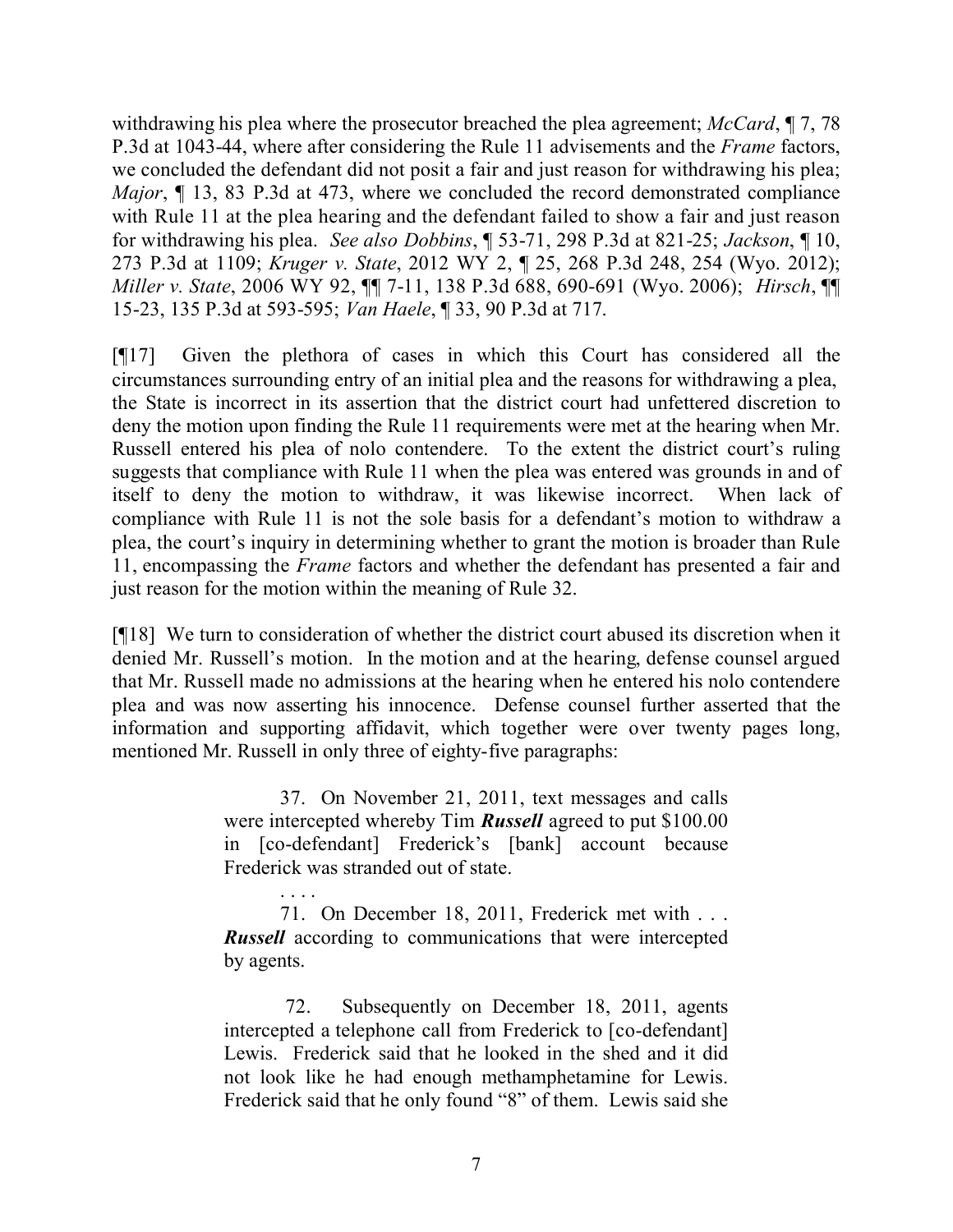withdrawing his plea where the prosecutor breached the plea agreement; *McCard*, ¶ 7, 78 P.3d at 1043-44, where after considering the Rule 11 advisements and the *Frame* factors, we concluded the defendant did not posit a fair and just reason for withdrawing his plea; *Major*, ¶ 13, 83 P.3d at 473, where we concluded the record demonstrated compliance with Rule 11 at the plea hearing and the defendant failed to show a fair and just reason for withdrawing his plea. *See also Dobbins*, ¶ 53-71, 298 P.3d at 821-25; *Jackson*, ¶ 10, 273 P.3d at 1109; *Kruger v. State*, 2012 WY 2, ¶ 25, 268 P.3d 248, 254 (Wyo. 2012); *Miller v. State*, 2006 WY 92, ¶¶ 7-11, 138 P.3d 688, 690-691 (Wyo. 2006); *Hirsch*, ¶¶ 15-23, 135 P.3d at 593-595; *Van Haele*, ¶ 33, 90 P.3d at 717.

[¶17] Given the plethora of cases in which this Court has considered all the circumstances surrounding entry of an initial plea and the reasons for withdrawing a plea, the State is incorrect in its assertion that the district court had unfettered discretion to deny the motion upon finding the Rule 11 requirements were met at the hearing when Mr. Russell entered his plea of nolo contendere. To the extent the district court's ruling suggests that compliance with Rule 11 when the plea was entered was grounds in and of itself to deny the motion to withdraw, it was likewise incorrect. When lack of compliance with Rule 11 is not the sole basis for a defendant's motion to withdraw a plea, the court's inquiry in determining whether to grant the motion is broader than Rule 11, encompassing the *Frame* factors and whether the defendant has presented a fair and just reason for the motion within the meaning of Rule 32.

[¶18] We turn to consideration of whether the district court abused its discretion when it denied Mr. Russell's motion. In the motion and at the hearing, defense counsel argued that Mr. Russell made no admissions at the hearing when he entered his nolo contendere plea and was now asserting his innocence. Defense counsel further asserted that the information and supporting affidavit, which together were over twenty pages long, mentioned Mr. Russell in only three of eighty-five paragraphs:

> 37. On November 21, 2011, text messages and calls were intercepted whereby Tim ***Russell*** agreed to put $100.00 in [co-defendant] Frederick's [bank] account because Frederick was stranded out of state.
>
> . . . .
>
> 71. On December 18, 2011, Frederick met with . . . ***Russell*** according to communications that were intercepted by agents.
>
> 72. Subsequently on December 18, 2011, agents intercepted a telephone call from Frederick to [co-defendant] Lewis. Frederick said that he looked in the shed and it did not look like he had enough methamphetamine for Lewis. Frederick said that he only found "8" of them. Lewis said she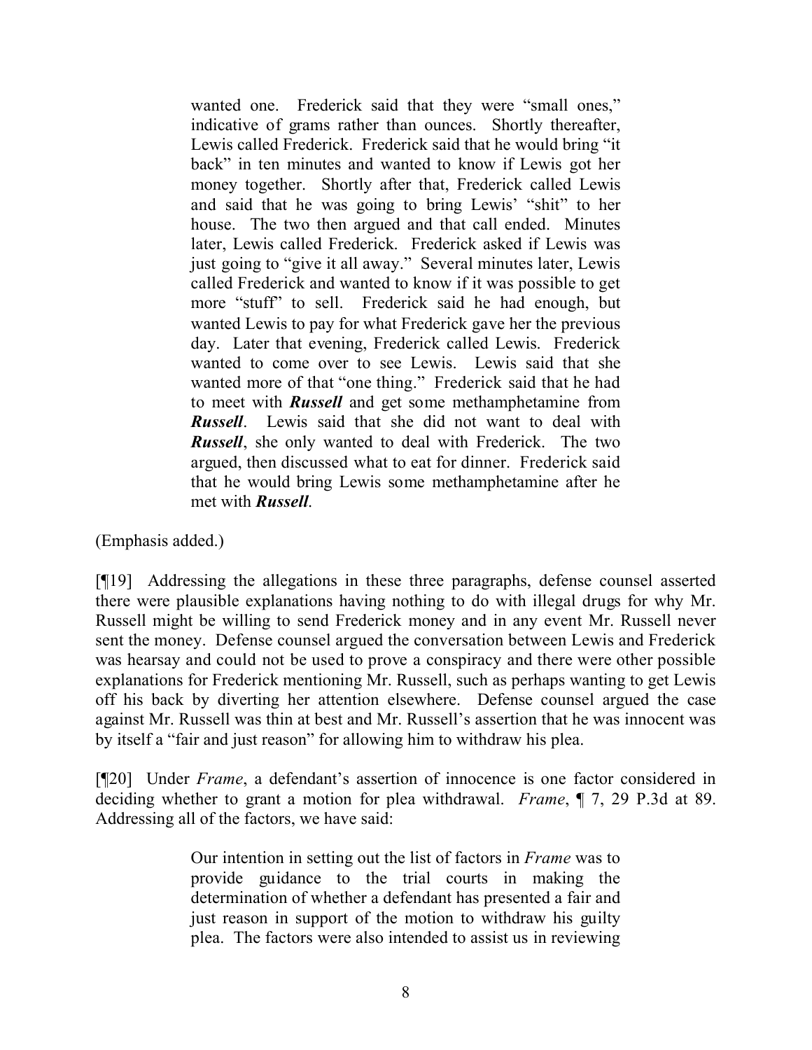> wanted one. Frederick said that they were "small ones," indicative of grams rather than ounces. Shortly thereafter, Lewis called Frederick. Frederick said that he would bring "it back" in ten minutes and wanted to know if Lewis got her money together. Shortly after that, Frederick called Lewis and said that he was going to bring Lewis' "shit" to her house. The two then argued and that call ended. Minutes later, Lewis called Frederick. Frederick asked if Lewis was just going to "give it all away." Several minutes later, Lewis called Frederick and wanted to know if it was possible to get more "stuff" to sell. Frederick said he had enough, but wanted Lewis to pay for what Frederick gave her the previous day. Later that evening, Frederick called Lewis. Frederick wanted to come over to see Lewis. Lewis said that she wanted more of that "one thing." Frederick said that he had to meet with ***Russell*** and get some methamphetamine from ***Russell***. Lewis said that she did not want to deal with ***Russell***, she only wanted to deal with Frederick. The two argued, then discussed what to eat for dinner. Frederick said that he would bring Lewis some methamphetamine after he met with ***Russell***.

(Emphasis added.)

[¶19] Addressing the allegations in these three paragraphs, defense counsel asserted there were plausible explanations having nothing to do with illegal drugs for why Mr. Russell might be willing to send Frederick money and in any event Mr. Russell never sent the money. Defense counsel argued the conversation between Lewis and Frederick was hearsay and could not be used to prove a conspiracy and there were other possible explanations for Frederick mentioning Mr. Russell, such as perhaps wanting to get Lewis off his back by diverting her attention elsewhere. Defense counsel argued the case against Mr. Russell was thin at best and Mr. Russell's assertion that he was innocent was by itself a "fair and just reason" for allowing him to withdraw his plea.

[¶20] Under *Frame*, a defendant's assertion of innocence is one factor considered in deciding whether to grant a motion for plea withdrawal. *Frame*, ¶ 7, 29 P.3d at 89. Addressing all of the factors, we have said:

> Our intention in setting out the list of factors in *Frame* was to provide guidance to the trial courts in making the determination of whether a defendant has presented a fair and just reason in support of the motion to withdraw his guilty plea. The factors were also intended to assist us in reviewing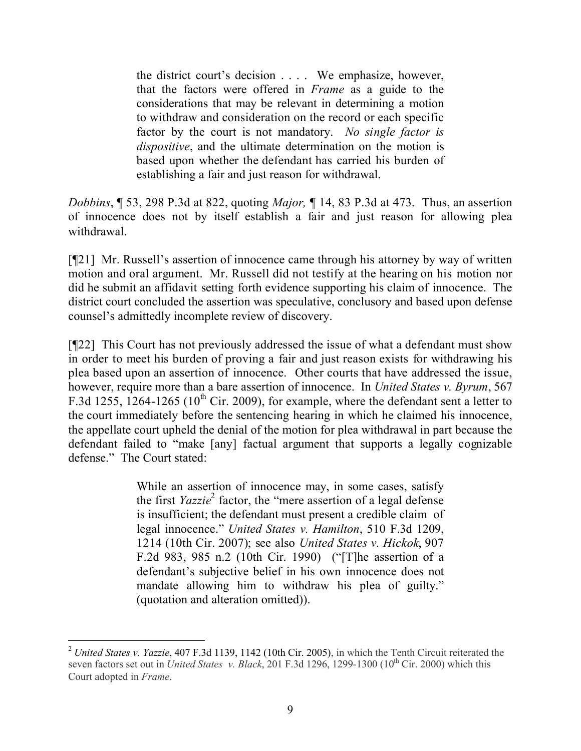> the district court's decision . . . . We emphasize, however, that the factors were offered in *Frame* as a guide to the considerations that may be relevant in determining a motion to withdraw and consideration on the record or each specific factor by the court is not mandatory. *No single factor is dispositive*, and the ultimate determination on the motion is based upon whether the defendant has carried his burden of establishing a fair and just reason for withdrawal.

*Dobbins*, ¶ 53, 298 P.3d at 822, quoting *Major,* ¶ 14, 83 P.3d at 473. Thus, an assertion of innocence does not by itself establish a fair and just reason for allowing plea withdrawal.

[¶21] Mr. Russell's assertion of innocence came through his attorney by way of written motion and oral argument. Mr. Russell did not testify at the hearing on his motion nor did he submit an affidavit setting forth evidence supporting his claim of innocence. The district court concluded the assertion was speculative, conclusory and based upon defense counsel's admittedly incomplete review of discovery.

[¶22] This Court has not previously addressed the issue of what a defendant must show in order to meet his burden of proving a fair and just reason exists for withdrawing his plea based upon an assertion of innocence. Other courts that have addressed the issue, however, require more than a bare assertion of innocence. In *United States v. Byrum*, 567 F.3d 1255, 1264-1265 (10th Cir. 2009), for example, where the defendant sent a letter to the court immediately before the sentencing hearing in which he claimed his innocence, the appellate court upheld the denial of the motion for plea withdrawal in part because the defendant failed to "make [any] factual argument that supports a legally cognizable defense." The Court stated:

> While an assertion of innocence may, in some cases, satisfy the first *Yazzie*[2] factor, the "mere assertion of a legal defense is insufficient; the defendant must present a credible claim of legal innocence." *United States v. Hamilton*, 510 F.3d 1209, 1214 (10th Cir. 2007); see also *United States v. Hickok*, 907 F.2d 983, 985 n.2 (10th Cir. 1990) ("[T]he assertion of a defendant's subjective belief in his own innocence does not mandate allowing him to withdraw his plea of guilty." (quotation and alteration omitted)).

---

[2] *United States v. Yazzie*, 407 F.3d 1139, 1142 (10th Cir. 2005), in which the Tenth Circuit reiterated the seven factors set out in *United States v. Black*, 201 F.3d 1296, 1299-1300 (10th Cir. 2000) which this Court adopted in *Frame*.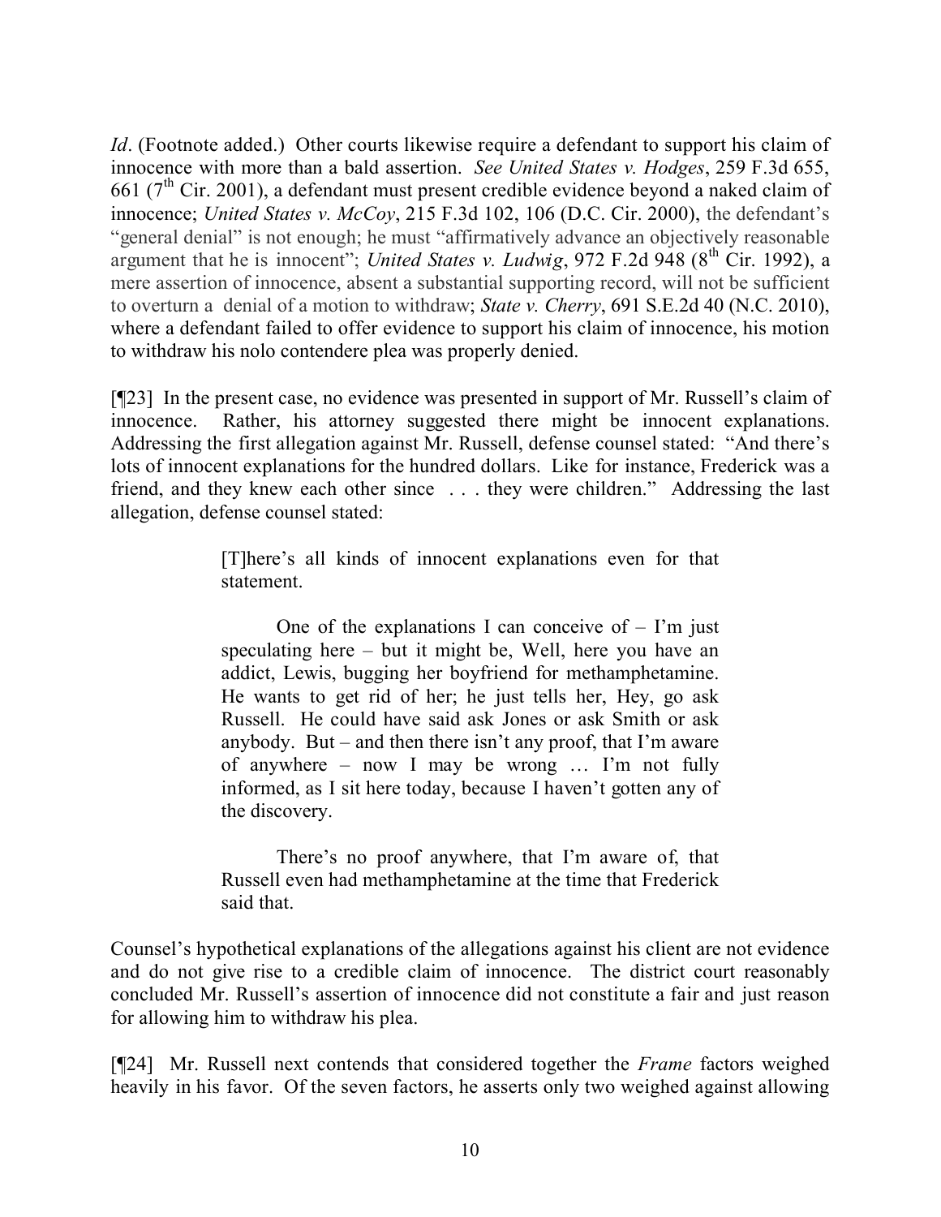*Id*. (Footnote added.) Other courts likewise require a defendant to support his claim of innocence with more than a bald assertion. *See United States v. Hodges*, 259 F.3d 655, 661 (7th Cir. 2001), a defendant must present credible evidence beyond a naked claim of innocence; *United States v. McCoy*, 215 F.3d 102, 106 (D.C. Cir. 2000), the defendant's "general denial" is not enough; he must "affirmatively advance an objectively reasonable argument that he is innocent"; *United States v. Ludwig*, 972 F.2d 948 (8th Cir. 1992), a mere assertion of innocence, absent a substantial supporting record, will not be sufficient to overturn a denial of a motion to withdraw; *State v. Cherry*, 691 S.E.2d 40 (N.C. 2010), where a defendant failed to offer evidence to support his claim of innocence, his motion to withdraw his nolo contendere plea was properly denied.

[¶23] In the present case, no evidence was presented in support of Mr. Russell's claim of innocence. Rather, his attorney suggested there might be innocent explanations. Addressing the first allegation against Mr. Russell, defense counsel stated: "And there's lots of innocent explanations for the hundred dollars. Like for instance, Frederick was a friend, and they knew each other since . . . they were children." Addressing the last allegation, defense counsel stated:

> [T]here's all kinds of innocent explanations even for that statement.
>
> One of the explanations I can conceive of – I'm just speculating here – but it might be, Well, here you have an addict, Lewis, bugging her boyfriend for methamphetamine. He wants to get rid of her; he just tells her, Hey, go ask Russell. He could have said ask Jones or ask Smith or ask anybody. But – and then there isn't any proof, that I'm aware of anywhere – now I may be wrong … I'm not fully informed, as I sit here today, because I haven't gotten any of the discovery.
>
> There's no proof anywhere, that I'm aware of, that Russell even had methamphetamine at the time that Frederick said that.

Counsel's hypothetical explanations of the allegations against his client are not evidence and do not give rise to a credible claim of innocence. The district court reasonably concluded Mr. Russell's assertion of innocence did not constitute a fair and just reason for allowing him to withdraw his plea.

[¶24] Mr. Russell next contends that considered together the *Frame* factors weighed heavily in his favor. Of the seven factors, he asserts only two weighed against allowing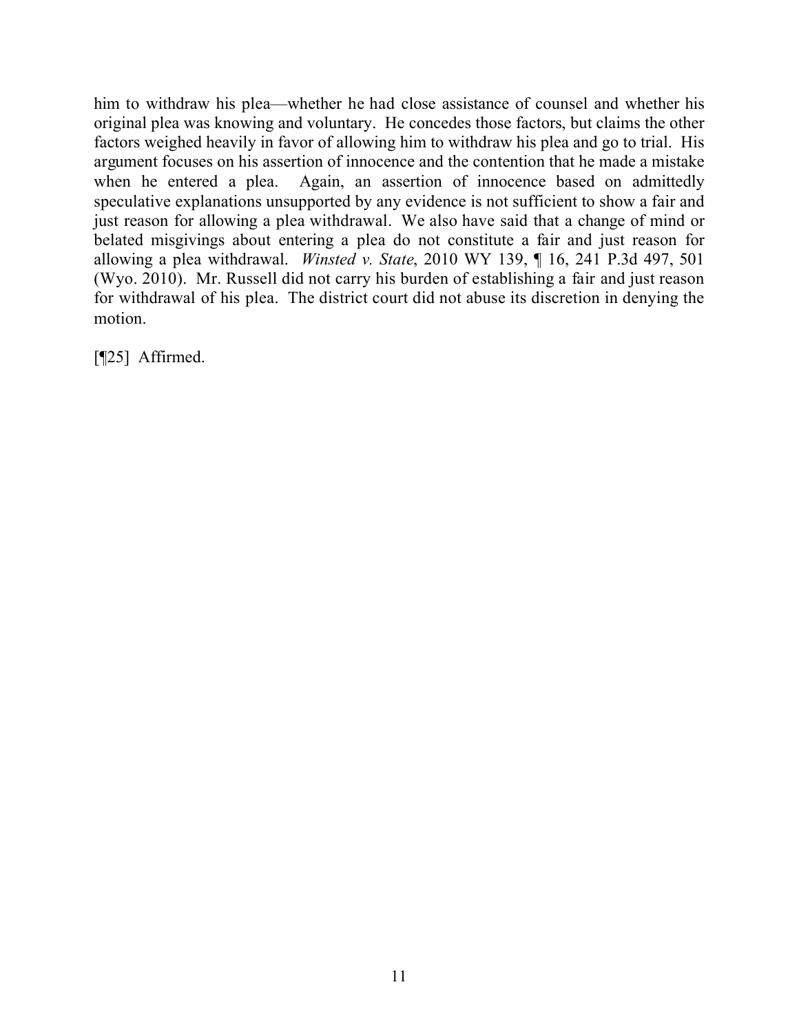him to withdraw his plea—whether he had close assistance of counsel and whether his original plea was knowing and voluntary. He concedes those factors, but claims the other factors weighed heavily in favor of allowing him to withdraw his plea and go to trial. His argument focuses on his assertion of innocence and the contention that he made a mistake when he entered a plea. Again, an assertion of innocence based on admittedly speculative explanations unsupported by any evidence is not sufficient to show a fair and just reason for allowing a plea withdrawal. We also have said that a change of mind or belated misgivings about entering a plea do not constitute a fair and just reason for allowing a plea withdrawal. *Winsted v. State*, 2010 WY 139, ¶ 16, 241 P.3d 497, 501 (Wyo. 2010). Mr. Russell did not carry his burden of establishing a fair and just reason for withdrawal of his plea. The district court did not abuse its discretion in denying the motion.

[¶25] Affirmed.